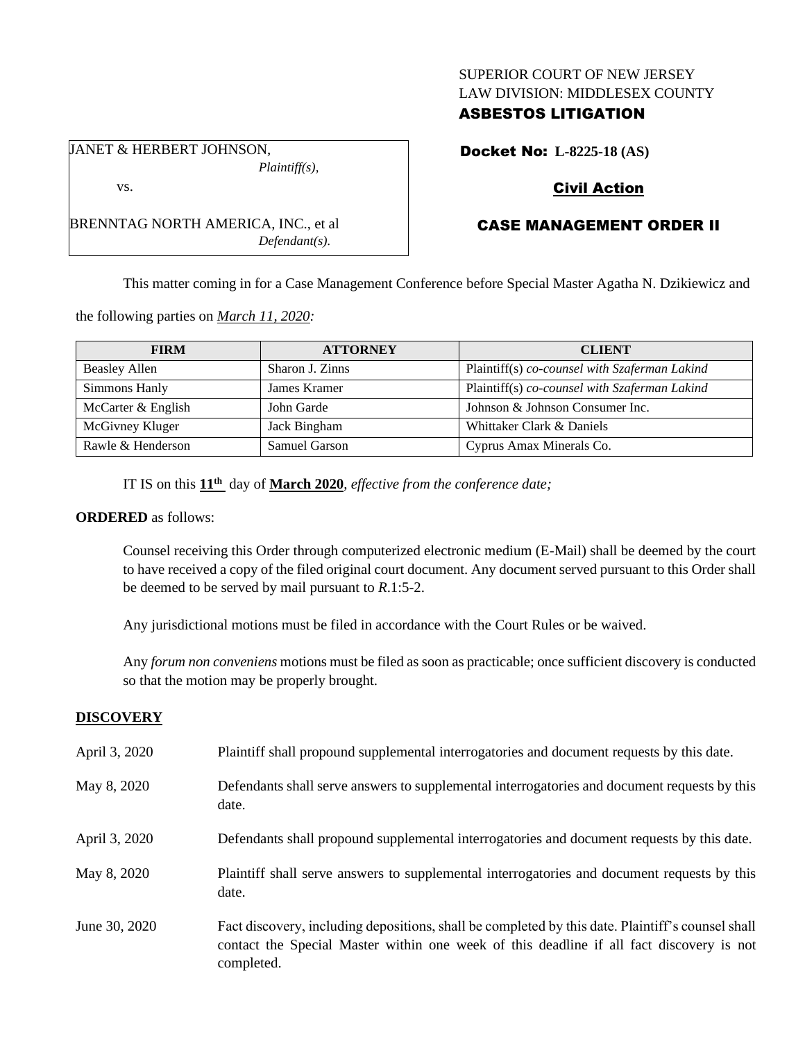SUPERIOR COURT OF NEW JERSEY
LAW DIVISION: MIDDLESEX COUNTY
**ASBESTOS LITIGATION**

JANET & HERBERT JOHNSON,
*Plaintiff(s),*

vs.

BRENNTAG NORTH AMERICA, INC., et al
*Defendant(s).*

**Docket No: L-8225-18 (AS)**

**Civil Action**

**CASE MANAGEMENT ORDER II**

This matter coming in for a Case Management Conference before Special Master Agatha N. Dzikiewicz and the following parties on *March 11, 2020:*

| FIRM | ATTORNEY | CLIENT |
| --- | --- | --- |
| Beasley Allen | Sharon J. Zinns | Plaintiff(s) *co-counsel with Szaferman Lakind* |
| Simmons Hanly | James Kramer | Plaintiff(s) *co-counsel with Szaferman Lakind* |
| McCarter & English | John Garde | Johnson & Johnson Consumer Inc. |
| McGivney Kluger | Jack Bingham | Whittaker Clark & Daniels |
| Rawle & Henderson | Samuel Garson | Cyprus Amax Minerals Co. |

IT IS on this **11th** day of **March 2020**, *effective from the conference date;*

**ORDERED** as follows:

Counsel receiving this Order through computerized electronic medium (E-Mail) shall be deemed by the court to have received a copy of the filed original court document. Any document served pursuant to this Order shall be deemed to be served by mail pursuant to *R*.1:5-2.

Any jurisdictional motions must be filed in accordance with the Court Rules or be waived.

Any *forum non conveniens* motions must be filed as soon as practicable; once sufficient discovery is conducted so that the motion may be properly brought.

## DISCOVERY

| | |
| --- | --- |
| April 3, 2020 | Plaintiff shall propound supplemental interrogatories and document requests by this date. |
| May 8, 2020 | Defendants shall serve answers to supplemental interrogatories and document requests by this date. |
| April 3, 2020 | Defendants shall propound supplemental interrogatories and document requests by this date. |
| May 8, 2020 | Plaintiff shall serve answers to supplemental interrogatories and document requests by this date. |
| June 30, 2020 | Fact discovery, including depositions, shall be completed by this date. Plaintiff's counsel shall contact the Special Master within one week of this deadline if all fact discovery is not completed. |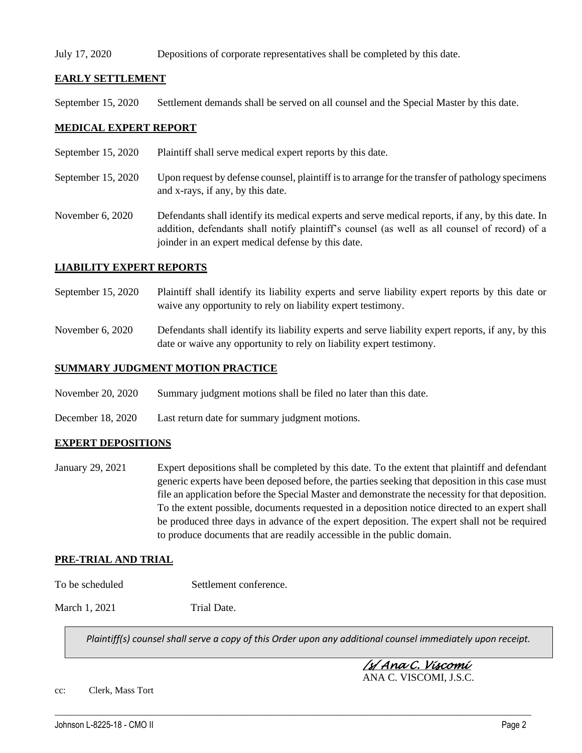July 17, 2020 Depositions of corporate representatives shall be completed by this date.

**EARLY SETTLEMENT**

September 15, 2020 Settlement demands shall be served on all counsel and the Special Master by this date.

**MEDICAL EXPERT REPORT**

September 15, 2020 Plaintiff shall serve medical expert reports by this date.

September 15, 2020 Upon request by defense counsel, plaintiff is to arrange for the transfer of pathology specimens and x-rays, if any, by this date.

November 6, 2020 Defendants shall identify its medical experts and serve medical reports, if any, by this date. In addition, defendants shall notify plaintiff's counsel (as well as all counsel of record) of a joinder in an expert medical defense by this date.

**LIABILITY EXPERT REPORTS**

September 15, 2020 Plaintiff shall identify its liability experts and serve liability expert reports by this date or waive any opportunity to rely on liability expert testimony.

November 6, 2020 Defendants shall identify its liability experts and serve liability expert reports, if any, by this date or waive any opportunity to rely on liability expert testimony.

**SUMMARY JUDGMENT MOTION PRACTICE**

November 20, 2020 Summary judgment motions shall be filed no later than this date.

December 18, 2020 Last return date for summary judgment motions.

**EXPERT DEPOSITIONS**

January 29, 2021 Expert depositions shall be completed by this date. To the extent that plaintiff and defendant generic experts have been deposed before, the parties seeking that deposition in this case must file an application before the Special Master and demonstrate the necessity for that deposition. To the extent possible, documents requested in a deposition notice directed to an expert shall be produced three days in advance of the expert deposition. The expert shall not be required to produce documents that are readily accessible in the public domain.

**PRE-TRIAL AND TRIAL**

To be scheduled Settlement conference.

March 1, 2021 Trial Date.

*Plaintiff(s) counsel shall serve a copy of this Order upon any additional counsel immediately upon receipt.*

*/s/ Ana C. Viscomi*
ANA C. VISCOMI, J.S.C.

cc: Clerk, Mass Tort

Johnson L-8225-18 - CMO II